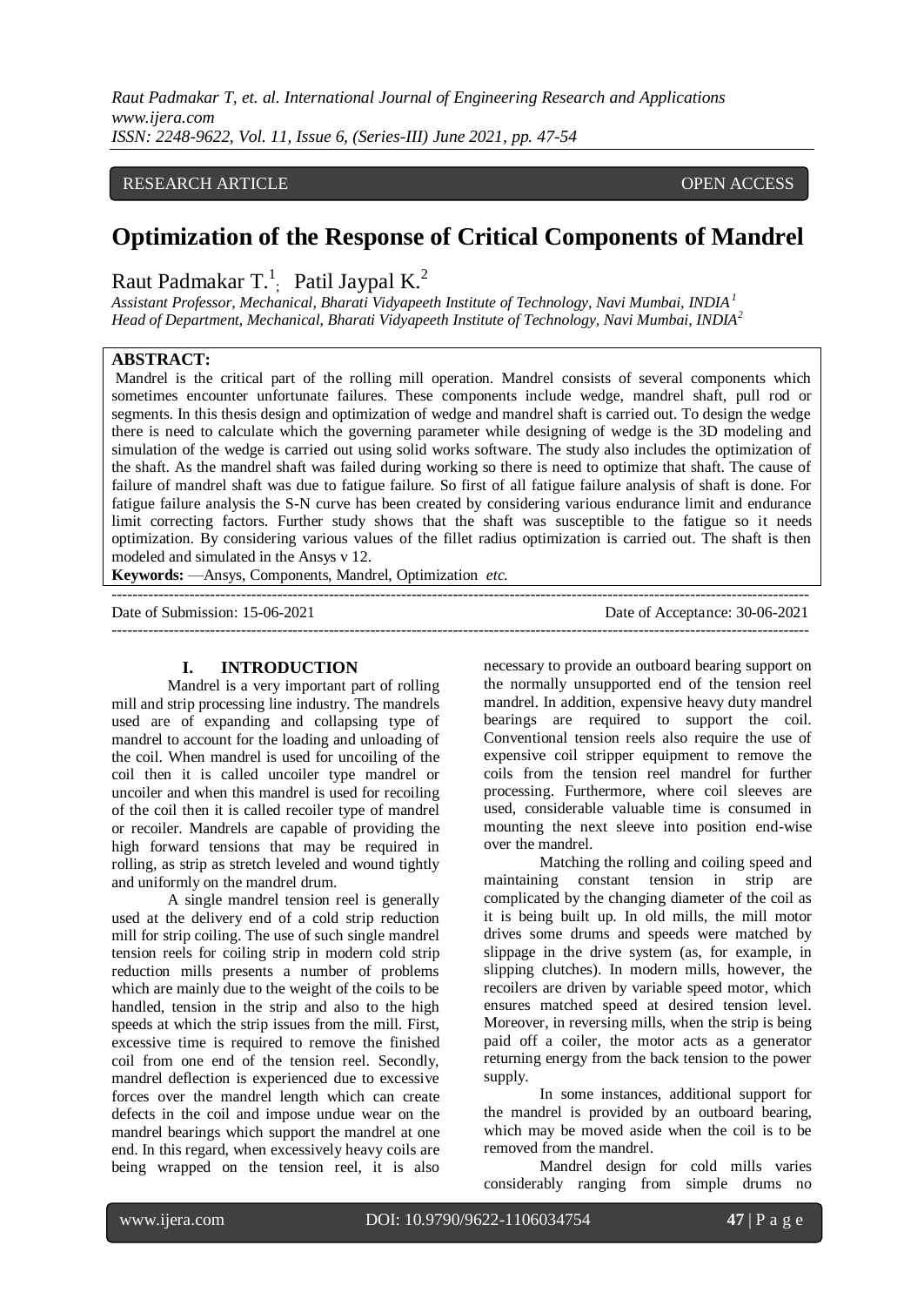RESEARCH ARTICLE OPEN ACCESS

# Optimization of the Response of Critical Components of Mandrel

Raut Padmakar T.[1]; Patil Jaypal K.[2]

*Assistant Professor, Mechanical, Bharati Vidyapeeth Institute of Technology, Navi Mumbai, INDIA[1]*
*Head of Department, Mechanical, Bharati Vidyapeeth Institute of Technology, Navi Mumbai, INDIA[2]*

**ABSTRACT:**
Mandrel is the critical part of the rolling mill operation. Mandrel consists of several components which sometimes encounter unfortunate failures. These components include wedge, mandrel shaft, pull rod or segments. In this thesis design and optimization of wedge and mandrel shaft is carried out. To design the wedge there is need to calculate which the governing parameter while designing of wedge is the 3D modeling and simulation of the wedge is carried out using solid works software. The study also includes the optimization of the shaft. As the mandrel shaft was failed during working so there is need to optimize that shaft. The cause of failure of mandrel shaft was due to fatigue failure. So first of all fatigue failure analysis of shaft is done. For fatigue failure analysis the S-N curve has been created by considering various endurance limit and endurance limit correcting factors. Further study shows that the shaft was susceptible to the fatigue so it needs optimization. By considering various values of the fillet radius optimization is carried out. The shaft is then modeled and simulated in the Ansys v 12.

**Keywords:** —Ansys, Components, Mandrel, Optimization *etc.*

---

Date of Submission: 15-06-2021 Date of Acceptance: 30-06-2021

---

## I. INTRODUCTION

Mandrel is a very important part of rolling mill and strip processing line industry. The mandrels used are of expanding and collapsing type of mandrel to account for the loading and unloading of the coil. When mandrel is used for uncoiling of the coil then it is called uncoiler type mandrel or uncoiler and when this mandrel is used for recoiling of the coil then it is called recoiler type of mandrel or recoiler. Mandrels are capable of providing the high forward tensions that may be required in rolling, as strip as stretch leveled and wound tightly and uniformly on the mandrel drum.

A single mandrel tension reel is generally used at the delivery end of a cold strip reduction mill for strip coiling. The use of such single mandrel tension reels for coiling strip in modern cold strip reduction mills presents a number of problems which are mainly due to the weight of the coils to be handled, tension in the strip and also to the high speeds at which the strip issues from the mill. First, excessive time is required to remove the finished coil from one end of the tension reel. Secondly, mandrel deflection is experienced due to excessive forces over the mandrel length which can create defects in the coil and impose undue wear on the mandrel bearings which support the mandrel at one end. In this regard, when excessively heavy coils are being wrapped on the tension reel, it is also necessary to provide an outboard bearing support on the normally unsupported end of the tension reel mandrel. In addition, expensive heavy duty mandrel bearings are required to support the coil. Conventional tension reels also require the use of expensive coil stripper equipment to remove the coils from the tension reel mandrel for further processing. Furthermore, where coil sleeves are used, considerable valuable time is consumed in mounting the next sleeve into position end-wise over the mandrel.

Matching the rolling and coiling speed and maintaining constant tension in strip are complicated by the changing diameter of the coil as it is being built up. In old mills, the mill motor drives some drums and speeds were matched by slippage in the drive system (as, for example, in slipping clutches). In modern mills, however, the recoilers are driven by variable speed motor, which ensures matched speed at desired tension level. Moreover, in reversing mills, when the strip is being paid off a coiler, the motor acts as a generator returning energy from the back tension to the power supply.

In some instances, additional support for the mandrel is provided by an outboard bearing, which may be moved aside when the coil is to be removed from the mandrel.

Mandrel design for cold mills varies considerably ranging from simple drums no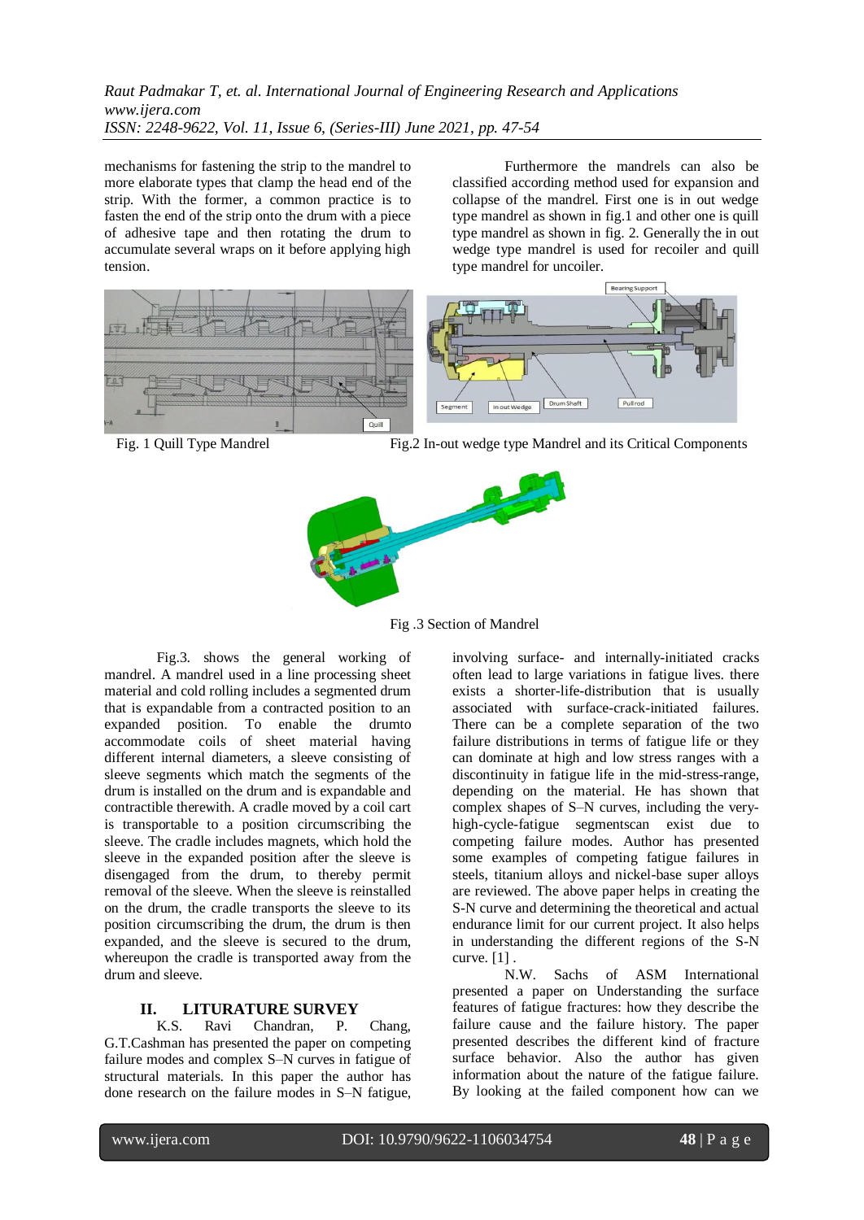mechanisms for fastening the strip to the mandrel to more elaborate types that clamp the head end of the strip. With the former, a common practice is to fasten the end of the strip onto the drum with a piece of adhesive tape and then rotating the drum to accumulate several wraps on it before applying high tension.

Furthermore the mandrels can also be classified according method used for expansion and collapse of the mandrel. First one is in out wedge type mandrel as shown in fig.1 and other one is quill type mandrel as shown in fig. 2. Generally the in out wedge type mandrel is used for recoiler and quill type mandrel for uncoiler.

Fig. 1 Quill Type Mandrel

Fig.2 In-out wedge type Mandrel and its Critical Components

Fig .3 Section of Mandrel

Fig.3. shows the general working of mandrel. A mandrel used in a line processing sheet material and cold rolling includes a segmented drum that is expandable from a contracted position to an expanded position. To enable the drumto accommodate coils of sheet material having different internal diameters, a sleeve consisting of sleeve segments which match the segments of the drum is installed on the drum and is expandable and contractible therewith. A cradle moved by a coil cart is transportable to a position circumscribing the sleeve. The cradle includes magnets, which hold the sleeve in the expanded position after the sleeve is disengaged from the drum, to thereby permit removal of the sleeve. When the sleeve is reinstalled on the drum, the cradle transports the sleeve to its position circumscribing the drum, the drum is then expanded, and the sleeve is secured to the drum, whereupon the cradle is transported away from the drum and sleeve.

## II. LITURATURE SURVEY

K.S. Ravi Chandran, P. Chang, G.T.Cashman has presented the paper on competing failure modes and complex S–N curves in fatigue of structural materials. In this paper the author has done research on the failure modes in S–N fatigue, involving surface- and internally-initiated cracks often lead to large variations in fatigue lives. there exists a shorter-life-distribution that is usually associated with surface-crack-initiated failures. There can be a complete separation of the two failure distributions in terms of fatigue life or they can dominate at high and low stress ranges with a discontinuity in fatigue life in the mid-stress-range, depending on the material. He has shown that complex shapes of S–N curves, including the very-high-cycle-fatigue segmentscan exist due to competing failure modes. Author has presented some examples of competing fatigue failures in steels, titanium alloys and nickel-base super alloys are reviewed. The above paper helps in creating the S-N curve and determining the theoretical and actual endurance limit for our current project. It also helps in understanding the different regions of the S-N curve. [1] .

N.W. Sachs of ASM International presented a paper on Understanding the surface features of fatigue fractures: how they describe the failure cause and the failure history. The paper presented describes the different kind of fracture surface behavior. Also the author has given information about the nature of the fatigue failure. By looking at the failed component how can we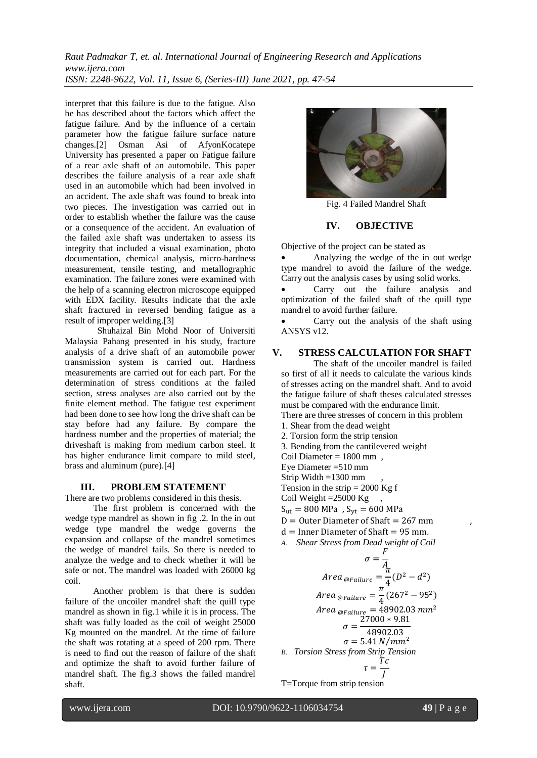interpret that this failure is due to the fatigue. Also he has described about the factors which affect the fatigue failure. And by the influence of a certain parameter how the fatigue failure surface nature changes.[2] Osman Asi of AfyonKocatepe University has presented a paper on Fatigue failure of a rear axle shaft of an automobile. This paper describes the failure analysis of a rear axle shaft used in an automobile which had been involved in an accident. The axle shaft was found to break into two pieces. The investigation was carried out in order to establish whether the failure was the cause or a consequence of the accident. An evaluation of the failed axle shaft was undertaken to assess its integrity that included a visual examination, photo documentation, chemical analysis, micro-hardness measurement, tensile testing, and metallographic examination. The failure zones were examined with the help of a scanning electron microscope equipped with EDX facility. Results indicate that the axle shaft fractured in reversed bending fatigue as a result of improper welding.[3]

Shuhaizal Bin Mohd Noor of Universiti Malaysia Pahang presented in his study, fracture analysis of a drive shaft of an automobile power transmission system is carried out. Hardness measurements are carried out for each part. For the determination of stress conditions at the failed section, stress analyses are also carried out by the finite element method. The fatigue test experiment had been done to see how long the drive shaft can be stay before had any failure. By compare the hardness number and the properties of material; the driveshaft is making from medium carbon steel. It has higher endurance limit compare to mild steel, brass and aluminum (pure).[4]

## III. PROBLEM STATEMENT

There are two problems considered in this thesis.

The first problem is concerned with the wedge type mandrel as shown in fig .2. In the in out wedge type mandrel the wedge governs the expansion and collapse of the mandrel sometimes the wedge of mandrel fails. So there is needed to analyze the wedge and to check whether it will be safe or not. The mandrel was loaded with 26000 kg coil.

Another problem is that there is sudden failure of the uncoiler mandrel shaft the quill type mandrel as shown in fig.1 while it is in process. The shaft was fully loaded as the coil of weight 25000 Kg mounted on the mandrel. At the time of failure the shaft was rotating at a speed of 200 rpm. There is need to find out the reason of failure of the shaft and optimize the shaft to avoid further failure of mandrel shaft. The fig.3 shows the failed mandrel shaft.

Fig. 4 Failed Mandrel Shaft

## IV. OBJECTIVE

Objective of the project can be stated as

- Analyzing the wedge of the in out wedge type mandrel to avoid the failure of the wedge. Carry out the analysis cases by using solid works.
- Carry out the failure analysis and optimization of the failed shaft of the quill type mandrel to avoid further failure.
- Carry out the analysis of the shaft using ANSYS v12.

## V. STRESS CALCULATION FOR SHAFT

The shaft of the uncoiler mandrel is failed so first of all it needs to calculate the various kinds of stresses acting on the mandrel shaft. And to avoid the fatigue failure of shaft theses calculated stresses must be compared with the endurance limit.

There are three stresses of concern in this problem

1. Shear from the dead weight
2. Torsion form the strip tension
3. Bending from the cantilevered weight

Coil Diameter = 1800 mm ,
Eye Diameter =510 mm
Strip Width =1300 mm ,
Tension in the strip = 2000 Kg f
Coil Weight =25000 Kg ,
$S_{ut} = 800 \text{ MPa}$ , $S_{yt} = 600 \text{ MPa}$
$D = \text{Outer Diameter of Shaft} = 267 \text{ mm}$ ,
$d = \text{Inner Diameter of Shaft} = 95 \text{ mm}.$

*A. Shear Stress from Dead weight of Coil*

$$\sigma = \frac{F}{A}$$

$$Area_{@Failure} = \frac{\pi}{4}(D^2 - d^2)$$

$$Area_{@Failure} = \frac{\pi}{4}(267^2 - 95^2)$$

$$Area_{@Failure} = 48902.03 \ mm^2$$

$$\sigma = \frac{27000 * 9.81}{48902.03}$$

$$\sigma = 5.41 \ N/mm^2$$

*B. Torsion Stress from Strip Tension*

$$\tau = \frac{Tc}{J}$$

T=Torque from strip tension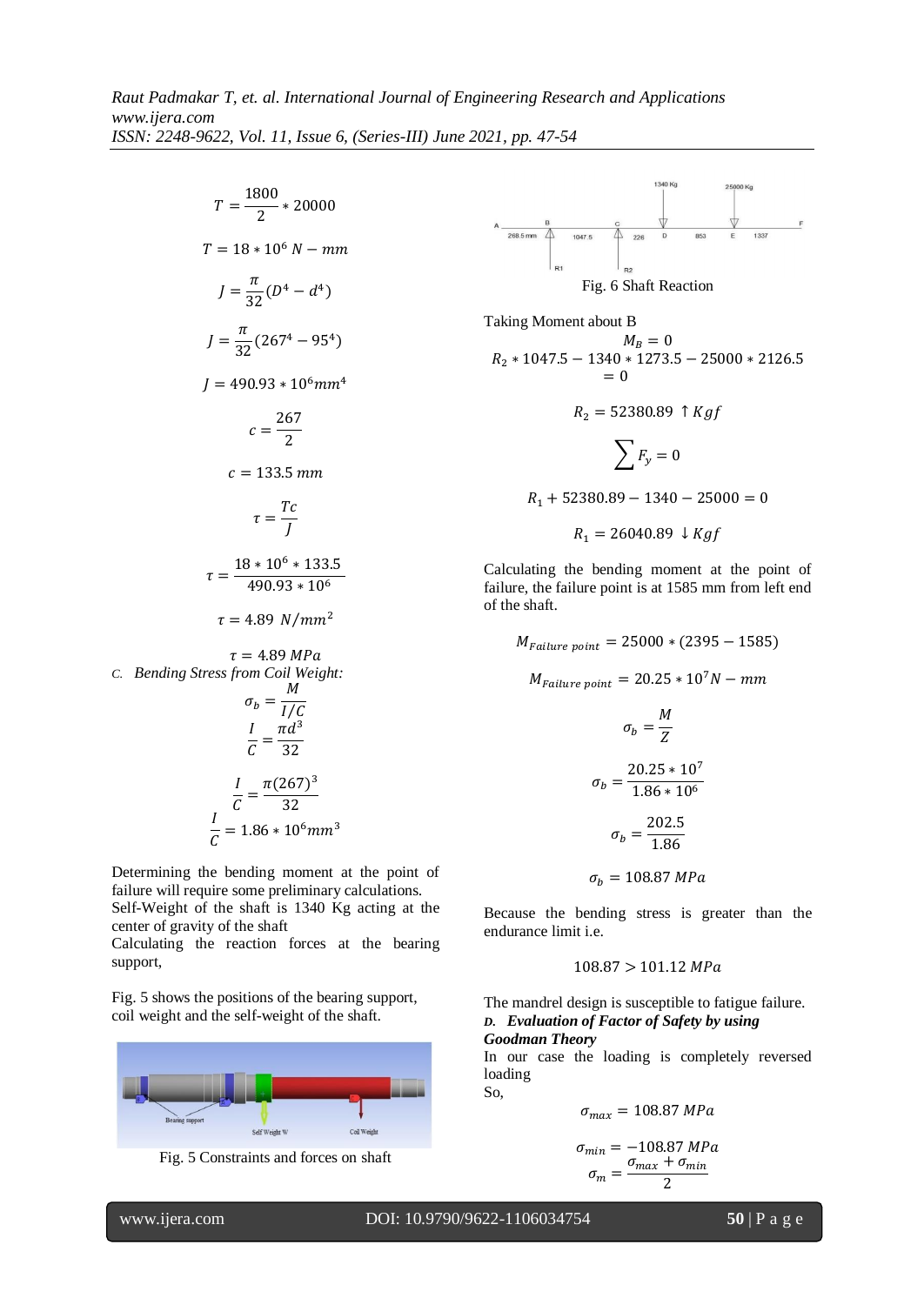$$T = \frac{1800}{2} * 20000$$

$$T = 18 * 10^6\ N - mm$$

$$J = \frac{\pi}{32}(D^4 - d^4)$$

$$J = \frac{\pi}{32}(267^4 - 95^4)$$

$$J = 490.93 * 10^6 mm^4$$

$$c = \frac{267}{2}$$

$$c = 133.5\ mm$$

$$\tau = \frac{Tc}{J}$$

$$\tau = \frac{18 * 10^6 * 133.5}{490.93 * 10^6}$$

$$\tau = 4.89\ N/mm^2$$

$$\tau = 4.89\ MPa$$

*C. Bending Stress from Coil Weight:*

$$\sigma_b = \frac{M}{I/C}$$

$$\frac{I}{C} = \frac{\pi d^3}{32}$$

$$\frac{I}{C} = \frac{\pi (267)^3}{32}$$

$$\frac{I}{C} = 1.86 * 10^6 mm^3$$

Determining the bending moment at the point of failure will require some preliminary calculations. Self-Weight of the shaft is 1340 Kg acting at the center of gravity of the shaft

Calculating the reaction forces at the bearing support,

Fig. 5 shows the positions of the bearing support, coil weight and the self-weight of the shaft.

Fig. 5 Constraints and forces on shaft

Fig. 6 Shaft Reaction

Taking Moment about B

$$M_B = 0$$

$$R_2 * 1047.5 - 1340 * 1273.5 - 25000 * 2126.5 = 0$$

$$R_2 = 52380.89 \uparrow Kgf$$

$$\sum F_y = 0$$

$$R_1 + 52380.89 - 1340 - 25000 = 0$$

$$R_1 = 26040.89 \downarrow Kgf$$

Calculating the bending moment at the point of failure, the failure point is at 1585 mm from left end of the shaft.

$$M_{Failure\ point} = 25000 * (2395 - 1585)$$

$$M_{Failure\ point} = 20.25 * 10^7 N - mm$$

$$\sigma_b = \frac{M}{Z}$$

$$\sigma_b = \frac{20.25 * 10^7}{1.86 * 10^6}$$

$$\sigma_b = \frac{202.5}{1.86}$$

$$\sigma_b = 108.87\ MPa$$

Because the bending stress is greater than the endurance limit i.e.

$$108.87 > 101.12\ MPa$$

The mandrel design is susceptible to fatigue failure.

***D. Evaluation of Factor of Safety by using Goodman Theory***

In our case the loading is completely reversed loading

So,

$$\sigma_{max} = 108.87\ MPa$$

$$\sigma_{min} = -108.87\ MPa$$

$$\sigma_m = \frac{\sigma_{max} + \sigma_{min}}{2}$$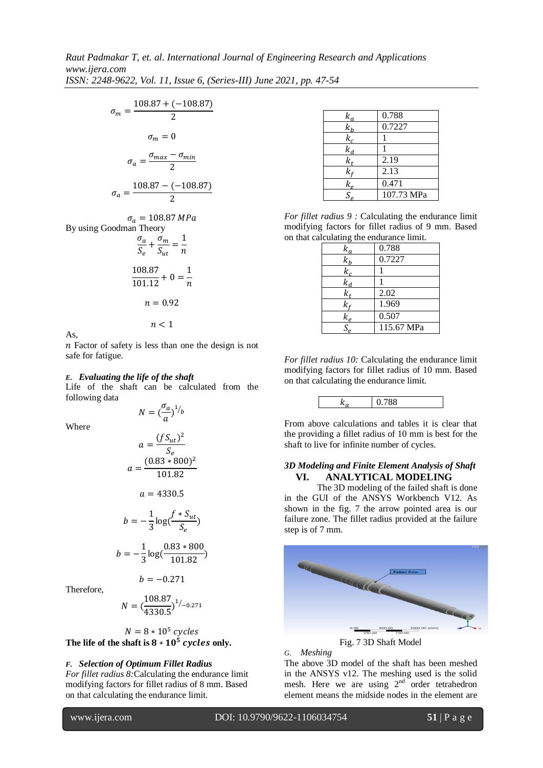$$\sigma_m = \frac{108.87 + (-108.87)}{2}$$

$$\sigma_m = 0$$

$$\sigma_a = \frac{\sigma_{max} - \sigma_{min}}{2}$$

$$\sigma_a = \frac{108.87 - (-108.87)}{2}$$

$$\sigma_a = 108.87\,MPa$$

By using Goodman Theory

$$\frac{\sigma_a}{S_e} + \frac{\sigma_m}{S_{ut}} = \frac{1}{n}$$

$$\frac{108.87}{101.12} + 0 = \frac{1}{n}$$

$$n = 0.92$$

$$n < 1$$

As,

$n$ Factor of safety is less than one the design is not safe for fatigue.

### *E. Evaluating the life of the shaft*

Life of the shaft can be calculated from the following data

$$N = \left(\frac{\sigma_a}{a}\right)^{1/b}$$

Where

$$a = \frac{(fS_{ut})^2}{S_e}$$

$$a = \frac{(0.83 * 800)^2}{101.82}$$

$$a = 4330.5$$

$$b = -\frac{1}{3}\log\left(\frac{f * S_{ut}}{S_e}\right)$$

$$b = -\frac{1}{3}\log\left(\frac{0.83 * 800}{101.82}\right)$$

$$b = -0.271$$

Therefore,

$$N = \left(\frac{108.87}{4330.5}\right)^{1/-0.271}$$

$$N = 8 * 10^5\ cycles$$

**The life of the shaft is $8 * 10^5$ *cycles* only.**

### *F. Selection of Optimum Fillet Radius*

*For fillet radius 8:* Calculating the endurance limit modifying factors for fillet radius of 8 mm. Based on that calculating the endurance limit.

| | |
|---|---|
| $k_a$ | 0.788 |
| $k_b$ | 0.7227 |
| $k_c$ | 1 |
| $k_d$ | 1 |
| $k_t$ | 2.19 |
| $k_f$ | 2.13 |
| $k_e$ | 0.471 |
| $S_e$ | 107.73 MPa |

*For fillet radius 9 :* Calculating the endurance limit modifying factors for fillet radius of 9 mm. Based on that calculating the endurance limit.

| | |
|---|---|
| $k_a$ | 0.788 |
| $k_b$ | 0.7227 |
| $k_c$ | 1 |
| $k_d$ | 1 |
| $k_t$ | 2.02 |
| $k_f$ | 1.969 |
| $k_e$ | 0.507 |
| $S_e$ | 115.67 MPa |

*For fillet radius 10:* Calculating the endurance limit modifying factors for fillet radius of 10 mm. Based on that calculating the endurance limit.

| | |
|---|---|
| $k_a$ | 0.788 |

From above calculations and tables it is clear that the providing a fillet radius of 10 mm is best for the shaft to live for infinite number of cycles.

### *3D Modeling and Finite Element Analysis of Shaft*

## VI. ANALYTICAL MODELING

The 3D modeling of the failed shaft is done in the GUI of the ANSYS Workbench V12. As shown in the fig. 7 the arrow pointed area is our failure zone. The fillet radius provided at the failure step is of 7 mm.

Fig. 7 3D Shaft Model

### *G. Meshing*

The above 3D model of the shaft has been meshed in the ANSYS v12. The meshing used is the solid mesh. Here we are using 2nd order tetrahedron element means the midside nodes in the element are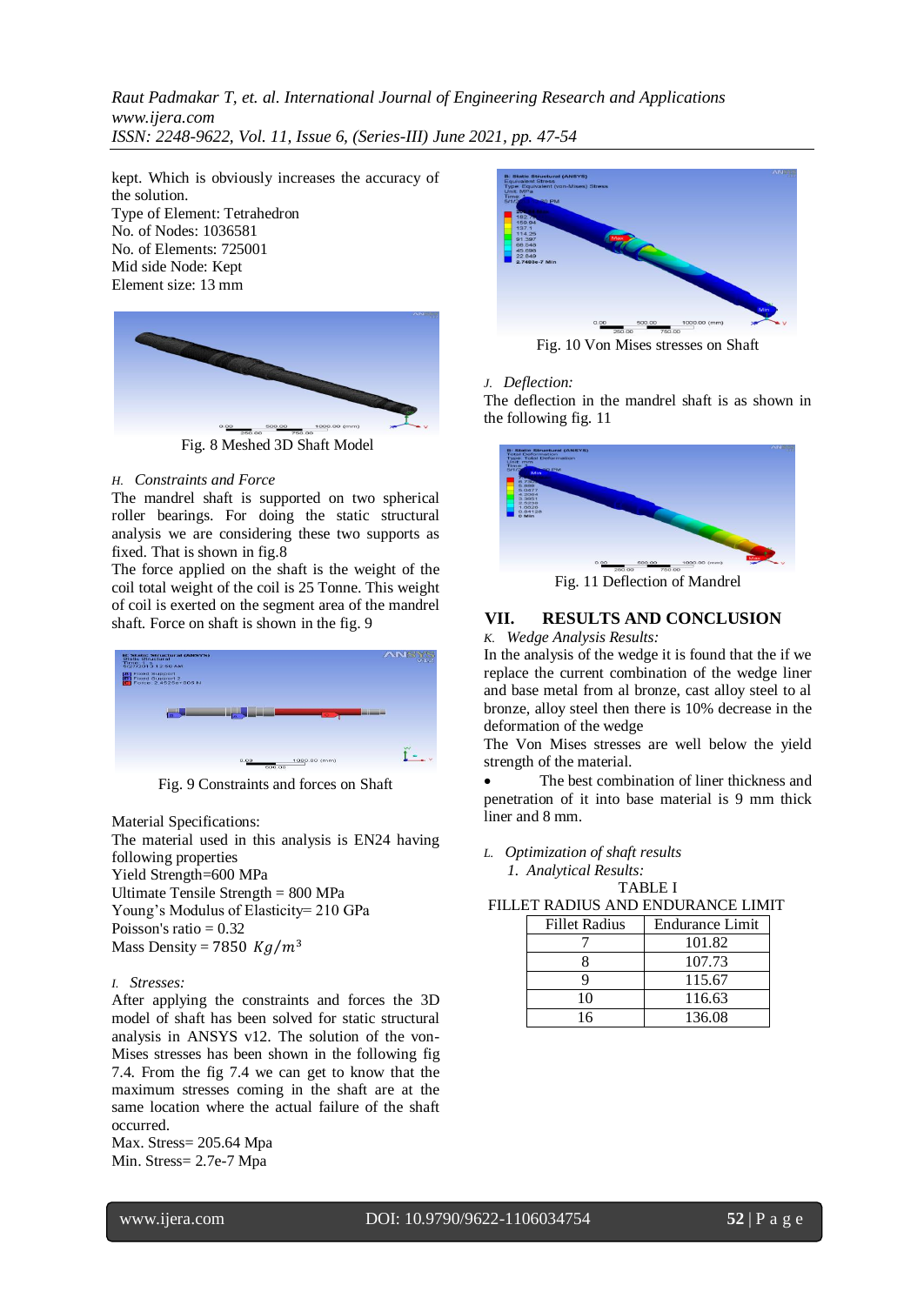kept. Which is obviously increases the accuracy of the solution.
Type of Element: Tetrahedron
No. of Nodes: 1036581
No. of Elements: 725001
Mid side Node: Kept
Element size: 13 mm

Fig. 8 Meshed 3D Shaft Model

*H. Constraints and Force*

The mandrel shaft is supported on two spherical roller bearings. For doing the static structural analysis we are considering these two supports as fixed. That is shown in fig.8

The force applied on the shaft is the weight of the coil total weight of the coil is 25 Tonne. This weight of coil is exerted on the segment area of the mandrel shaft. Force on shaft is shown in the fig. 9

Fig. 9 Constraints and forces on Shaft

Material Specifications:
The material used in this analysis is EN24 having following properties
Yield Strength=600 MPa
Ultimate Tensile Strength = 800 MPa
Young's Modulus of Elasticity= 210 GPa
Poisson's ratio = 0.32
Mass Density = 7850 $Kg/m^3$

*I. Stresses:*

After applying the constraints and forces the 3D model of shaft has been solved for static structural analysis in ANSYS v12. The solution of the von-Mises stresses has been shown in the following fig 7.4. From the fig 7.4 we can get to know that the maximum stresses coming in the shaft are at the same location where the actual failure of the shaft occurred.
Max. Stress= 205.64 Mpa
Min. Stress= 2.7e-7 Mpa

Fig. 10 Von Mises stresses on Shaft

*J. Deflection:*

The deflection in the mandrel shaft is as shown in the following fig. 11

Fig. 11 Deflection of Mandrel

## VII. RESULTS AND CONCLUSION

*K. Wedge Analysis Results:*

In the analysis of the wedge it is found that the if we replace the current combination of the wedge liner and base metal from al bronze, cast alloy steel to al bronze, alloy steel then there is 10% decrease in the deformation of the wedge

The Von Mises stresses are well below the yield strength of the material.

- The best combination of liner thickness and penetration of it into base material is 9 mm thick liner and 8 mm.

*L. Optimization of shaft results*

*1. Analytical Results:*

TABLE I
FILLET RADIUS AND ENDURANCE LIMIT

| Fillet Radius | Endurance Limit |
|---|---|
| 7 | 101.82 |
| 8 | 107.73 |
| 9 | 115.67 |
| 10 | 116.63 |
| 16 | 136.08 |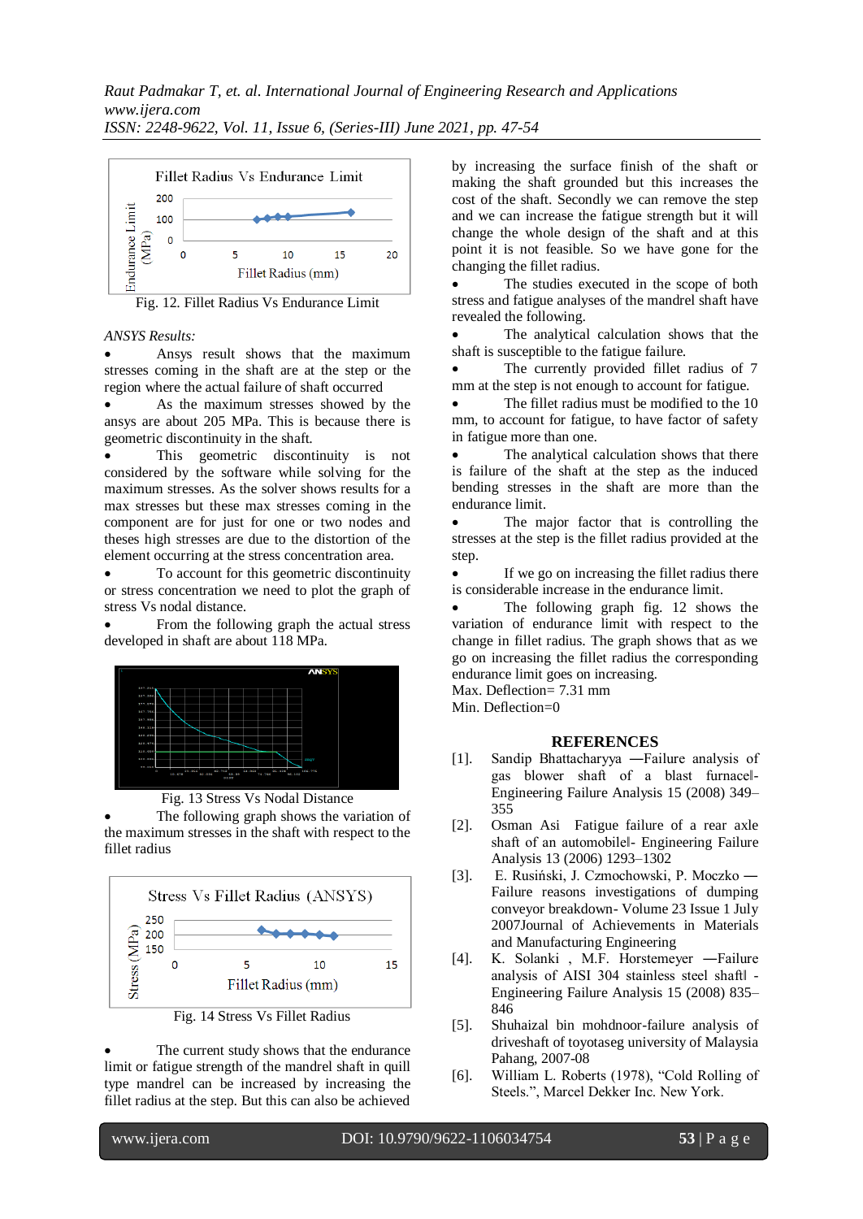Fig. 12. Fillet Radius Vs Endurance Limit

*ANSYS Results:*

- Ansys result shows that the maximum stresses coming in the shaft are at the step or the region where the actual failure of shaft occurred
- As the maximum stresses showed by the ansys are about 205 MPa. This is because there is geometric discontinuity in the shaft.
- This geometric discontinuity is not considered by the software while solving for the maximum stresses. As the solver shows results for a max stresses but these max stresses coming in the component are for just for one or two nodes and theses high stresses are due to the distortion of the element occurring at the stress concentration area.
- To account for this geometric discontinuity or stress concentration we need to plot the graph of stress Vs nodal distance.
- From the following graph the actual stress developed in shaft are about 118 MPa.

Fig. 13 Stress Vs Nodal Distance

- The following graph shows the variation of the maximum stresses in the shaft with respect to the fillet radius

Fig. 14 Stress Vs Fillet Radius

- The current study shows that the endurance limit or fatigue strength of the mandrel shaft in quill type mandrel can be increased by increasing the fillet radius at the step. But this can also be achieved by increasing the surface finish of the shaft or making the shaft grounded but this increases the cost of the shaft. Secondly we can remove the step and we can increase the fatigue strength but it will change the whole design of the shaft and at this point it is not feasible. So we have gone for the changing the fillet radius.
- The studies executed in the scope of both stress and fatigue analyses of the mandrel shaft have revealed the following.
- The analytical calculation shows that the shaft is susceptible to the fatigue failure.
- The currently provided fillet radius of 7 mm at the step is not enough to account for fatigue.
- The fillet radius must be modified to the 10 mm, to account for fatigue, to have factor of safety in fatigue more than one.
- The analytical calculation shows that there is failure of the shaft at the step as the induced bending stresses in the shaft are more than the endurance limit.
- The major factor that is controlling the stresses at the step is the fillet radius provided at the step.
- If we go on increasing the fillet radius there is considerable increase in the endurance limit.
- The following graph fig. 12 shows the variation of endurance limit with respect to the change in fillet radius. The graph shows that as we go on increasing the fillet radius the corresponding endurance limit goes on increasing.

Max. Deflection= 7.31 mm

Min. Deflection=0

## REFERENCES

[1]. Sandip Bhattacharyya ―Failure analysis of gas blower shaft of a blast furnace‖- Engineering Failure Analysis 15 (2008) 349–355

[2]. Osman Asi Fatigue failure of a rear axle shaft of an automobile‖- Engineering Failure Analysis 13 (2006) 1293–1302

[3]. E. Rusiński, J. Czmochowski, P. Moczko ―Failure reasons investigations of dumping conveyor breakdown- Volume 23 Issue 1 July 2007Journal of Achievements in Materials and Manufacturing Engineering

[4]. K. Solanki , M.F. Horstemeyer ―Failure analysis of AISI 304 stainless steel shaft‖ -Engineering Failure Analysis 15 (2008) 835–846

[5]. Shuhaizal bin mohdnoor-failure analysis of driveshaft of toyotaseg university of Malaysia Pahang, 2007-08

[6]. William L. Roberts (1978), "Cold Rolling of Steels.", Marcel Dekker Inc. New York.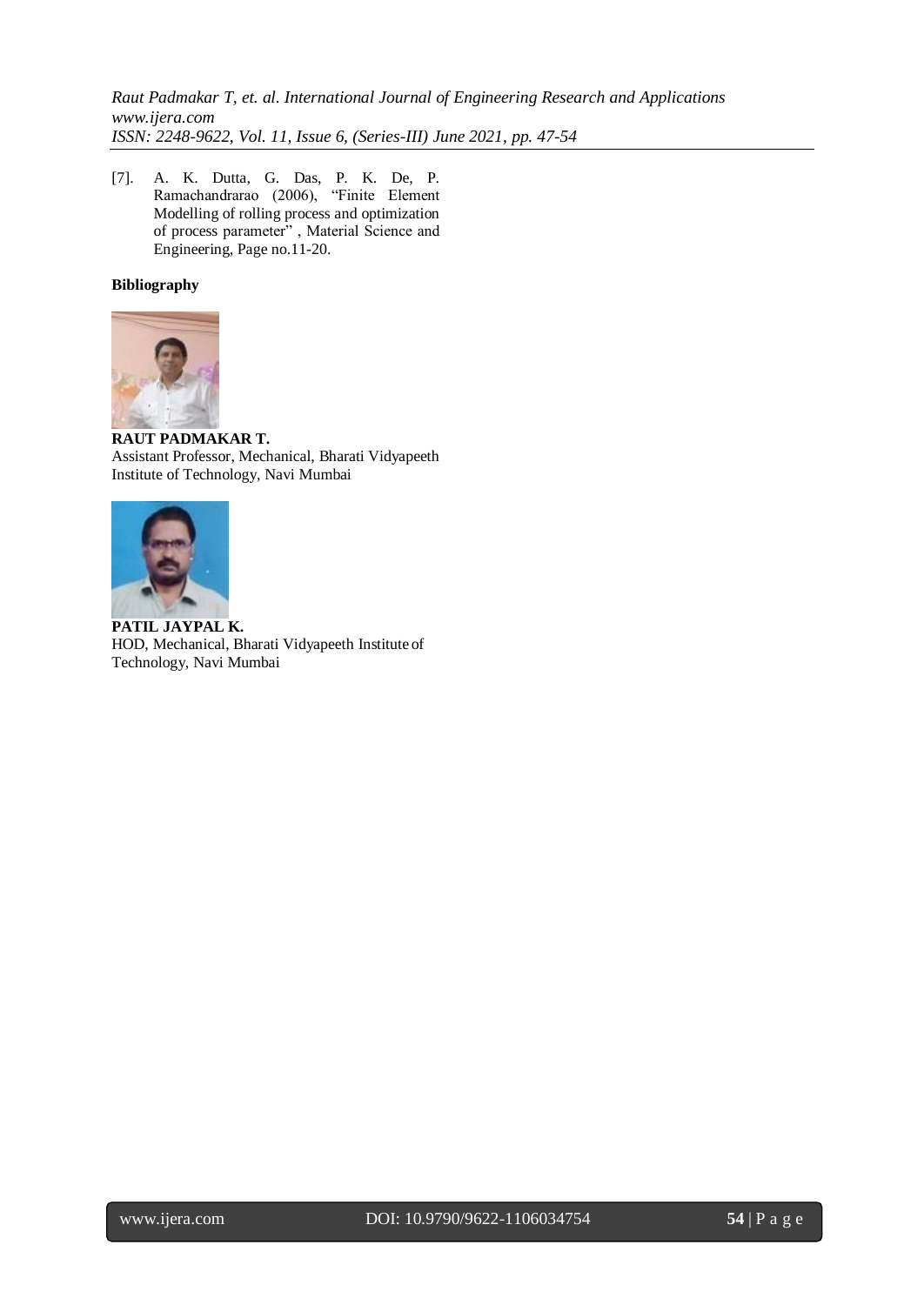[7]. A. K. Dutta, G. Das, P. K. De, P. Ramachandrarao (2006), "Finite Element Modelling of rolling process and optimization of process parameter" , Material Science and Engineering, Page no.11-20.

**Bibliography**

**RAUT PADMAKAR T.**
Assistant Professor, Mechanical, Bharati Vidyapeeth Institute of Technology, Navi Mumbai

**PATIL JAYPAL K.**
HOD, Mechanical, Bharati Vidyapeeth Institute of Technology, Navi Mumbai